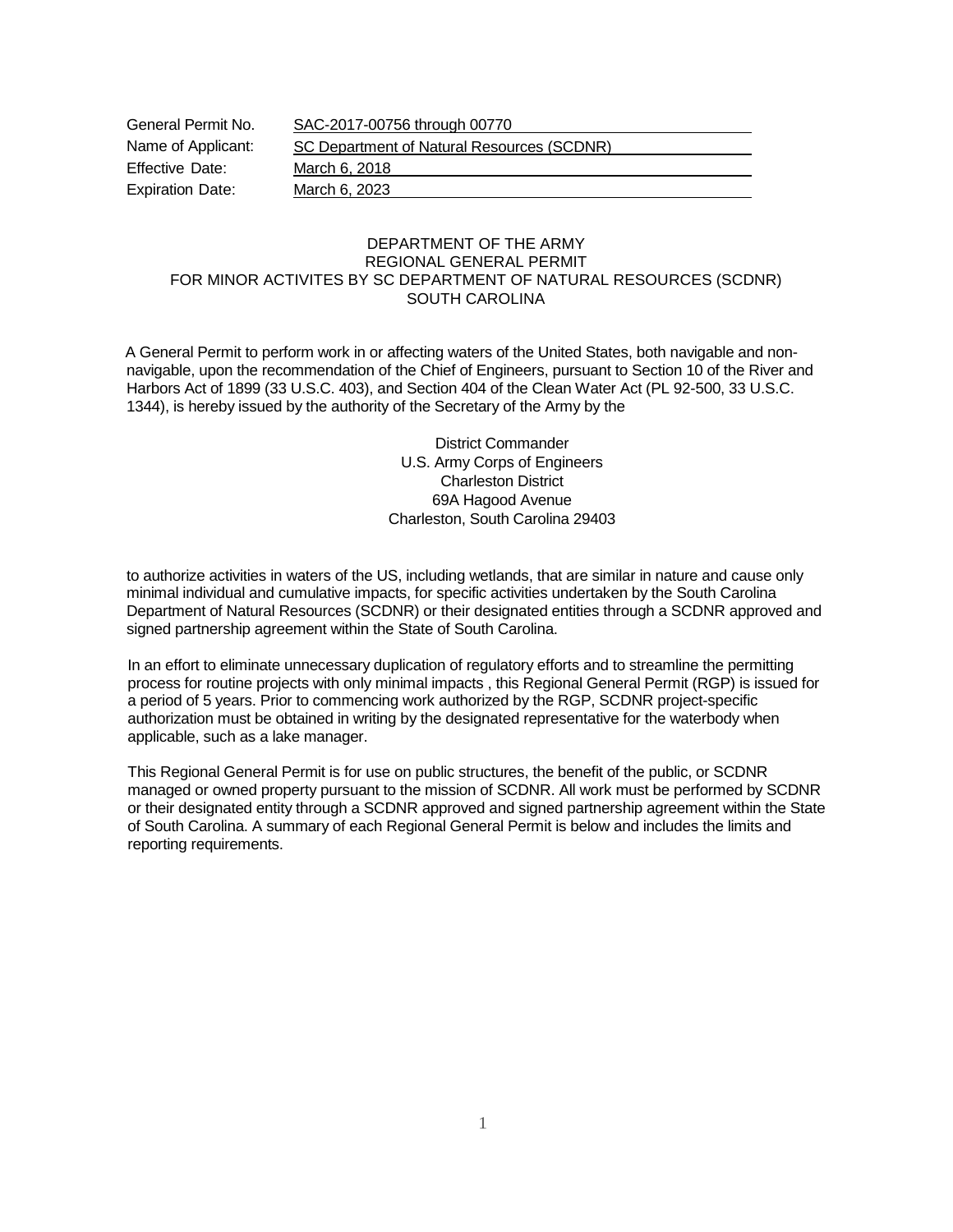| | |
|---|---|
| General Permit No. | SAC-2017-00756 through 00770 |
| Name of Applicant: | SC Department of Natural Resources (SCDNR) |
| Effective Date: | March 6, 2018 |
| Expiration Date: | March 6, 2023 |

DEPARTMENT OF THE ARMY
REGIONAL GENERAL PERMIT
FOR MINOR ACTIVITES BY SC DEPARTMENT OF NATURAL RESOURCES (SCDNR)
SOUTH CAROLINA

A General Permit to perform work in or affecting waters of the United States, both navigable and non-navigable, upon the recommendation of the Chief of Engineers, pursuant to Section 10 of the River and Harbors Act of 1899 (33 U.S.C. 403), and Section 404 of the Clean Water Act (PL 92-500, 33 U.S.C. 1344), is hereby issued by the authority of the Secretary of the Army by the

District Commander
U.S. Army Corps of Engineers
Charleston District
69A Hagood Avenue
Charleston, South Carolina 29403

to authorize activities in waters of the US, including wetlands, that are similar in nature and cause only minimal individual and cumulative impacts, for specific activities undertaken by the South Carolina Department of Natural Resources (SCDNR) or their designated entities through a SCDNR approved and signed partnership agreement within the State of South Carolina.

In an effort to eliminate unnecessary duplication of regulatory efforts and to streamline the permitting process for routine projects with only minimal impacts , this Regional General Permit (RGP) is issued for a period of 5 years. Prior to commencing work authorized by the RGP, SCDNR project-specific authorization must be obtained in writing by the designated representative for the waterbody when applicable, such as a lake manager.

This Regional General Permit is for use on public structures, the benefit of the public, or SCDNR managed or owned property pursuant to the mission of SCDNR. All work must be performed by SCDNR or their designated entity through a SCDNR approved and signed partnership agreement within the State of South Carolina. A summary of each Regional General Permit is below and includes the limits and reporting requirements.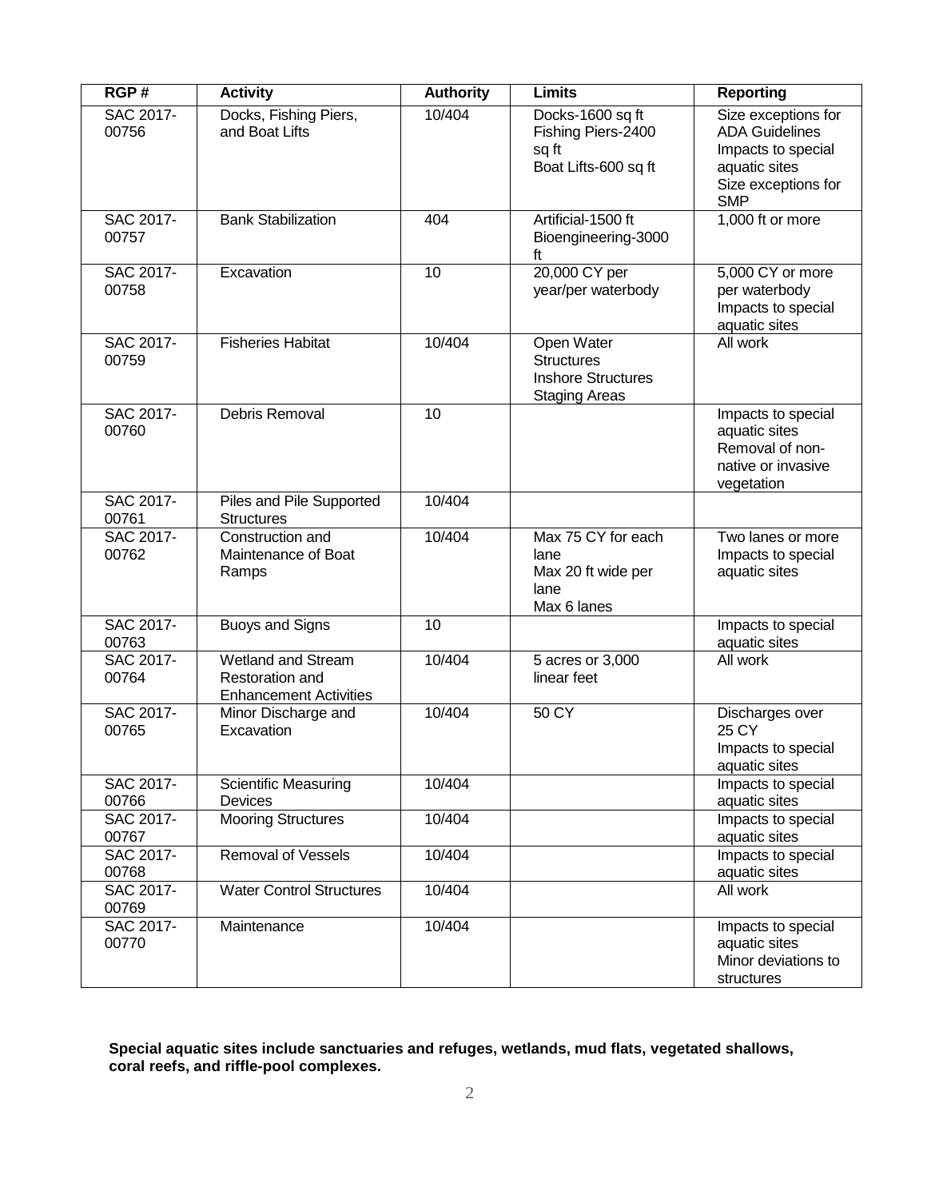| RGP # | Activity | Authority | Limits | Reporting |
|---|---|---|---|---|
| SAC 2017-00756 | Docks, Fishing Piers, and Boat Lifts | 10/404 | Docks-1600 sq ft<br>Fishing Piers-2400 sq ft<br>Boat Lifts-600 sq ft | Size exceptions for ADA Guidelines<br>Impacts to special aquatic sites<br>Size exceptions for SMP |
| SAC 2017-00757 | Bank Stabilization | 404 | Artificial-1500 ft<br>Bioengineering-3000 ft | 1,000 ft or more |
| SAC 2017-00758 | Excavation | 10 | 20,000 CY per year/per waterbody | 5,000 CY or more per waterbody<br>Impacts to special aquatic sites |
| SAC 2017-00759 | Fisheries Habitat | 10/404 | Open Water Structures<br>Inshore Structures<br>Staging Areas | All work |
| SAC 2017-00760 | Debris Removal | 10 | | Impacts to special aquatic sites<br>Removal of non-native or invasive vegetation |
| SAC 2017-00761 | Piles and Pile Supported Structures | 10/404 | | |
| SAC 2017-00762 | Construction and Maintenance of Boat Ramps | 10/404 | Max 75 CY for each lane<br>Max 20 ft wide per lane<br>Max 6 lanes | Two lanes or more<br>Impacts to special aquatic sites |
| SAC 2017-00763 | Buoys and Signs | 10 | | Impacts to special aquatic sites |
| SAC 2017-00764 | Wetland and Stream Restoration and Enhancement Activities | 10/404 | 5 acres or 3,000 linear feet | All work |
| SAC 2017-00765 | Minor Discharge and Excavation | 10/404 | 50 CY | Discharges over 25 CY<br>Impacts to special aquatic sites |
| SAC 2017-00766 | Scientific Measuring Devices | 10/404 | | Impacts to special aquatic sites |
| SAC 2017-00767 | Mooring Structures | 10/404 | | Impacts to special aquatic sites |
| SAC 2017-00768 | Removal of Vessels | 10/404 | | Impacts to special aquatic sites |
| SAC 2017-00769 | Water Control Structures | 10/404 | | All work |
| SAC 2017-00770 | Maintenance | 10/404 | | Impacts to special aquatic sites<br>Minor deviations to structures |

**Special aquatic sites include sanctuaries and refuges, wetlands, mud flats, vegetated shallows, coral reefs, and riffle-pool complexes.**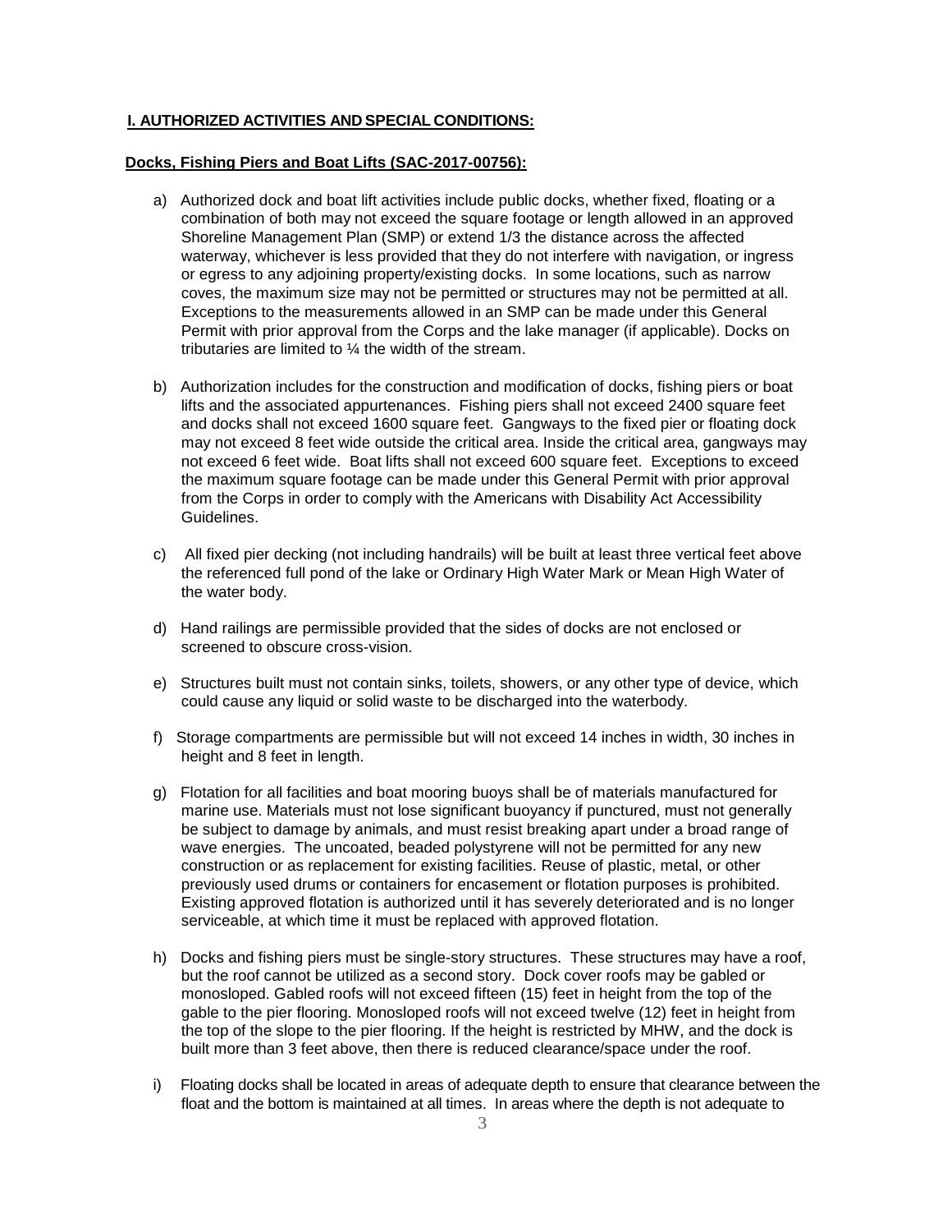**I. AUTHORIZED ACTIVITIES AND SPECIAL CONDITIONS:**

**Docks, Fishing Piers and Boat Lifts (SAC-2017-00756):**

a) Authorized dock and boat lift activities include public docks, whether fixed, floating or a combination of both may not exceed the square footage or length allowed in an approved Shoreline Management Plan (SMP) or extend 1/3 the distance across the affected waterway, whichever is less provided that they do not interfere with navigation, or ingress or egress to any adjoining property/existing docks. In some locations, such as narrow coves, the maximum size may not be permitted or structures may not be permitted at all. Exceptions to the measurements allowed in an SMP can be made under this General Permit with prior approval from the Corps and the lake manager (if applicable). Docks on tributaries are limited to ¼ the width of the stream.

b) Authorization includes for the construction and modification of docks, fishing piers or boat lifts and the associated appurtenances. Fishing piers shall not exceed 2400 square feet and docks shall not exceed 1600 square feet. Gangways to the fixed pier or floating dock may not exceed 8 feet wide outside the critical area. Inside the critical area, gangways may not exceed 6 feet wide. Boat lifts shall not exceed 600 square feet. Exceptions to exceed the maximum square footage can be made under this General Permit with prior approval from the Corps in order to comply with the Americans with Disability Act Accessibility Guidelines.

c) All fixed pier decking (not including handrails) will be built at least three vertical feet above the referenced full pond of the lake or Ordinary High Water Mark or Mean High Water of the water body.

d) Hand railings are permissible provided that the sides of docks are not enclosed or screened to obscure cross-vision.

e) Structures built must not contain sinks, toilets, showers, or any other type of device, which could cause any liquid or solid waste to be discharged into the waterbody.

f) Storage compartments are permissible but will not exceed 14 inches in width, 30 inches in height and 8 feet in length.

g) Flotation for all facilities and boat mooring buoys shall be of materials manufactured for marine use. Materials must not lose significant buoyancy if punctured, must not generally be subject to damage by animals, and must resist breaking apart under a broad range of wave energies. The uncoated, beaded polystyrene will not be permitted for any new construction or as replacement for existing facilities. Reuse of plastic, metal, or other previously used drums or containers for encasement or flotation purposes is prohibited. Existing approved flotation is authorized until it has severely deteriorated and is no longer serviceable, at which time it must be replaced with approved flotation.

h) Docks and fishing piers must be single-story structures. These structures may have a roof, but the roof cannot be utilized as a second story. Dock cover roofs may be gabled or monosloped. Gabled roofs will not exceed fifteen (15) feet in height from the top of the gable to the pier flooring. Monosloped roofs will not exceed twelve (12) feet in height from the top of the slope to the pier flooring. If the height is restricted by MHW, and the dock is built more than 3 feet above, then there is reduced clearance/space under the roof.

i) Floating docks shall be located in areas of adequate depth to ensure that clearance between the float and the bottom is maintained at all times. In areas where the depth is not adequate to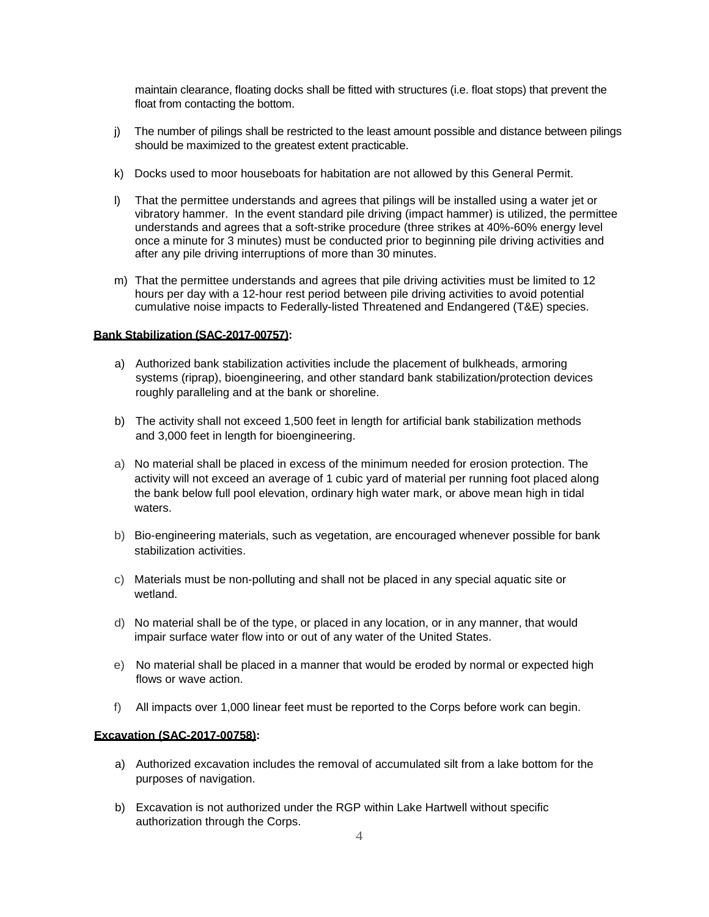maintain clearance, floating docks shall be fitted with structures (i.e. float stops) that prevent the float from contacting the bottom.

j) The number of pilings shall be restricted to the least amount possible and distance between pilings should be maximized to the greatest extent practicable.

k) Docks used to moor houseboats for habitation are not allowed by this General Permit.

l) That the permittee understands and agrees that pilings will be installed using a water jet or vibratory hammer. In the event standard pile driving (impact hammer) is utilized, the permittee understands and agrees that a soft-strike procedure (three strikes at 40%-60% energy level once a minute for 3 minutes) must be conducted prior to beginning pile driving activities and after any pile driving interruptions of more than 30 minutes.

m) That the permittee understands and agrees that pile driving activities must be limited to 12 hours per day with a 12-hour rest period between pile driving activities to avoid potential cumulative noise impacts to Federally-listed Threatened and Endangered (T&E) species.

**Bank Stabilization (SAC-2017-00757):**

a) Authorized bank stabilization activities include the placement of bulkheads, armoring systems (riprap), bioengineering, and other standard bank stabilization/protection devices roughly paralleling and at the bank or shoreline.

b) The activity shall not exceed 1,500 feet in length for artificial bank stabilization methods and 3,000 feet in length for bioengineering.

a) No material shall be placed in excess of the minimum needed for erosion protection. The activity will not exceed an average of 1 cubic yard of material per running foot placed along the bank below full pool elevation, ordinary high water mark, or above mean high in tidal waters.

b) Bio-engineering materials, such as vegetation, are encouraged whenever possible for bank stabilization activities.

c) Materials must be non-polluting and shall not be placed in any special aquatic site or wetland.

d) No material shall be of the type, or placed in any location, or in any manner, that would impair surface water flow into or out of any water of the United States.

e) No material shall be placed in a manner that would be eroded by normal or expected high flows or wave action.

f) All impacts over 1,000 linear feet must be reported to the Corps before work can begin.

**Excavation (SAC-2017-00758):**

a) Authorized excavation includes the removal of accumulated silt from a lake bottom for the purposes of navigation.

b) Excavation is not authorized under the RGP within Lake Hartwell without specific authorization through the Corps.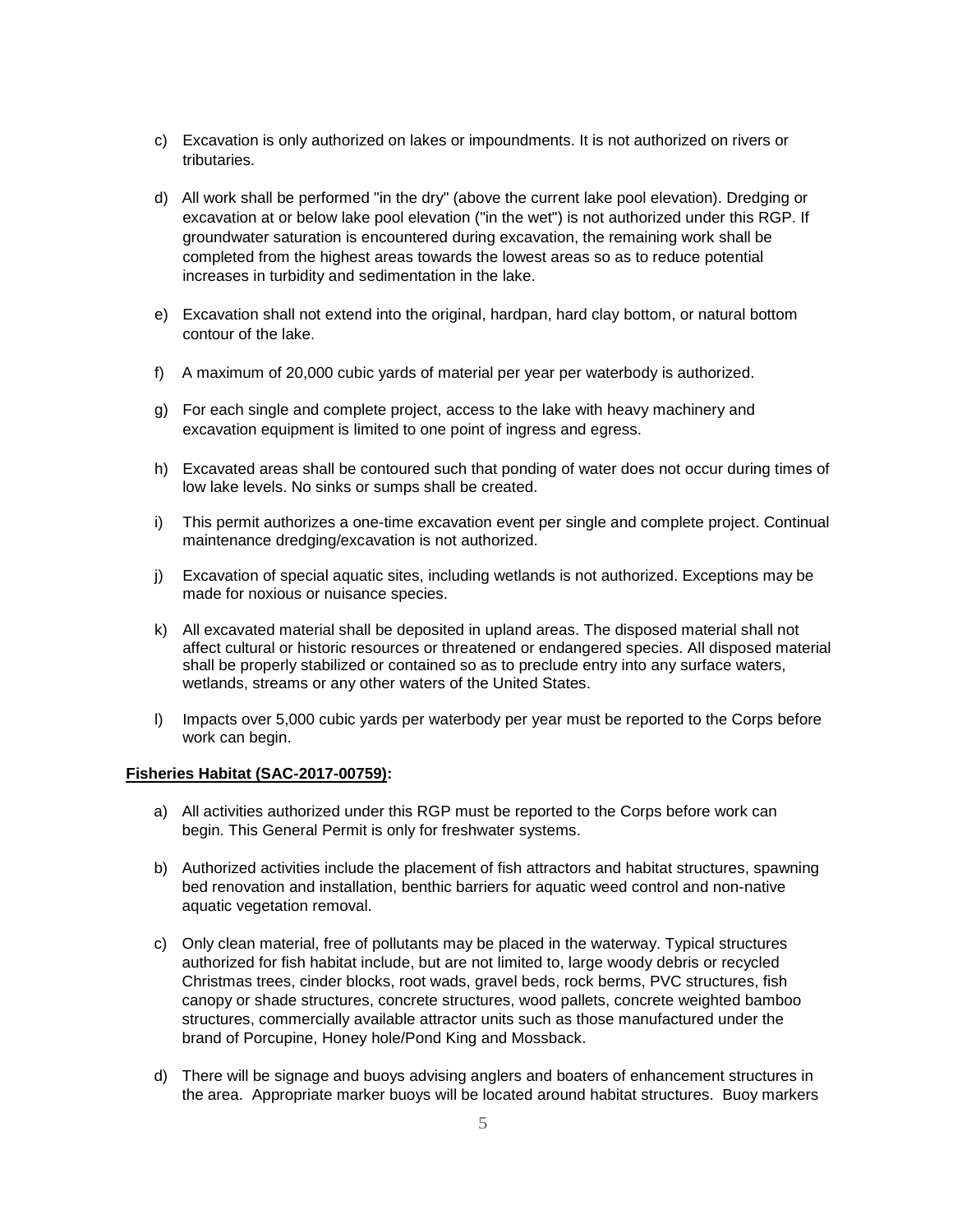c) Excavation is only authorized on lakes or impoundments. It is not authorized on rivers or tributaries.

d) All work shall be performed "in the dry" (above the current lake pool elevation). Dredging or excavation at or below lake pool elevation ("in the wet") is not authorized under this RGP. If groundwater saturation is encountered during excavation, the remaining work shall be completed from the highest areas towards the lowest areas so as to reduce potential increases in turbidity and sedimentation in the lake.

e) Excavation shall not extend into the original, hardpan, hard clay bottom, or natural bottom contour of the lake.

f) A maximum of 20,000 cubic yards of material per year per waterbody is authorized.

g) For each single and complete project, access to the lake with heavy machinery and excavation equipment is limited to one point of ingress and egress.

h) Excavated areas shall be contoured such that ponding of water does not occur during times of low lake levels. No sinks or sumps shall be created.

i) This permit authorizes a one-time excavation event per single and complete project. Continual maintenance dredging/excavation is not authorized.

j) Excavation of special aquatic sites, including wetlands is not authorized. Exceptions may be made for noxious or nuisance species.

k) All excavated material shall be deposited in upland areas. The disposed material shall not affect cultural or historic resources or threatened or endangered species. All disposed material shall be properly stabilized or contained so as to preclude entry into any surface waters, wetlands, streams or any other waters of the United States.

l) Impacts over 5,000 cubic yards per waterbody per year must be reported to the Corps before work can begin.

**Fisheries Habitat (SAC-2017-00759):**

a) All activities authorized under this RGP must be reported to the Corps before work can begin. This General Permit is only for freshwater systems.

b) Authorized activities include the placement of fish attractors and habitat structures, spawning bed renovation and installation, benthic barriers for aquatic weed control and non-native aquatic vegetation removal.

c) Only clean material, free of pollutants may be placed in the waterway. Typical structures authorized for fish habitat include, but are not limited to, large woody debris or recycled Christmas trees, cinder blocks, root wads, gravel beds, rock berms, PVC structures, fish canopy or shade structures, concrete structures, wood pallets, concrete weighted bamboo structures, commercially available attractor units such as those manufactured under the brand of Porcupine, Honey hole/Pond King and Mossback.

d) There will be signage and buoys advising anglers and boaters of enhancement structures in the area. Appropriate marker buoys will be located around habitat structures. Buoy markers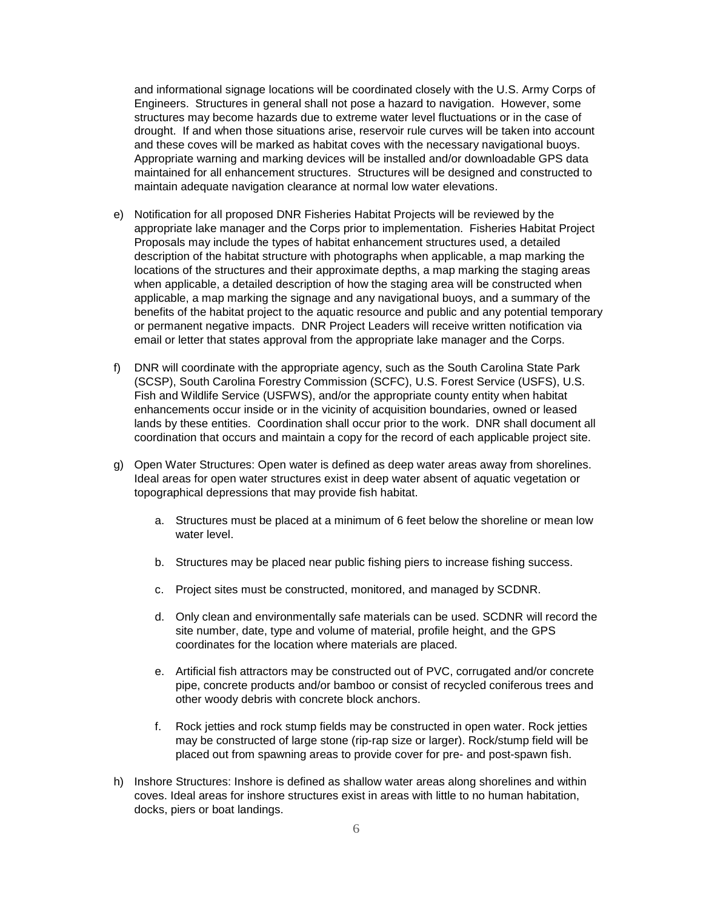and informational signage locations will be coordinated closely with the U.S. Army Corps of Engineers. Structures in general shall not pose a hazard to navigation. However, some structures may become hazards due to extreme water level fluctuations or in the case of drought. If and when those situations arise, reservoir rule curves will be taken into account and these coves will be marked as habitat coves with the necessary navigational buoys. Appropriate warning and marking devices will be installed and/or downloadable GPS data maintained for all enhancement structures. Structures will be designed and constructed to maintain adequate navigation clearance at normal low water elevations.

e) Notification for all proposed DNR Fisheries Habitat Projects will be reviewed by the appropriate lake manager and the Corps prior to implementation. Fisheries Habitat Project Proposals may include the types of habitat enhancement structures used, a detailed description of the habitat structure with photographs when applicable, a map marking the locations of the structures and their approximate depths, a map marking the staging areas when applicable, a detailed description of how the staging area will be constructed when applicable, a map marking the signage and any navigational buoys, and a summary of the benefits of the habitat project to the aquatic resource and public and any potential temporary or permanent negative impacts. DNR Project Leaders will receive written notification via email or letter that states approval from the appropriate lake manager and the Corps.

f) DNR will coordinate with the appropriate agency, such as the South Carolina State Park (SCSP), South Carolina Forestry Commission (SCFC), U.S. Forest Service (USFS), U.S. Fish and Wildlife Service (USFWS), and/or the appropriate county entity when habitat enhancements occur inside or in the vicinity of acquisition boundaries, owned or leased lands by these entities. Coordination shall occur prior to the work. DNR shall document all coordination that occurs and maintain a copy for the record of each applicable project site.

g) Open Water Structures: Open water is defined as deep water areas away from shorelines. Ideal areas for open water structures exist in deep water absent of aquatic vegetation or topographical depressions that may provide fish habitat.

   a. Structures must be placed at a minimum of 6 feet below the shoreline or mean low water level.

   b. Structures may be placed near public fishing piers to increase fishing success.

   c. Project sites must be constructed, monitored, and managed by SCDNR.

   d. Only clean and environmentally safe materials can be used. SCDNR will record the site number, date, type and volume of material, profile height, and the GPS coordinates for the location where materials are placed.

   e. Artificial fish attractors may be constructed out of PVC, corrugated and/or concrete pipe, concrete products and/or bamboo or consist of recycled coniferous trees and other woody debris with concrete block anchors.

   f. Rock jetties and rock stump fields may be constructed in open water. Rock jetties may be constructed of large stone (rip-rap size or larger). Rock/stump field will be placed out from spawning areas to provide cover for pre- and post-spawn fish.

h) Inshore Structures: Inshore is defined as shallow water areas along shorelines and within coves. Ideal areas for inshore structures exist in areas with little to no human habitation, docks, piers or boat landings.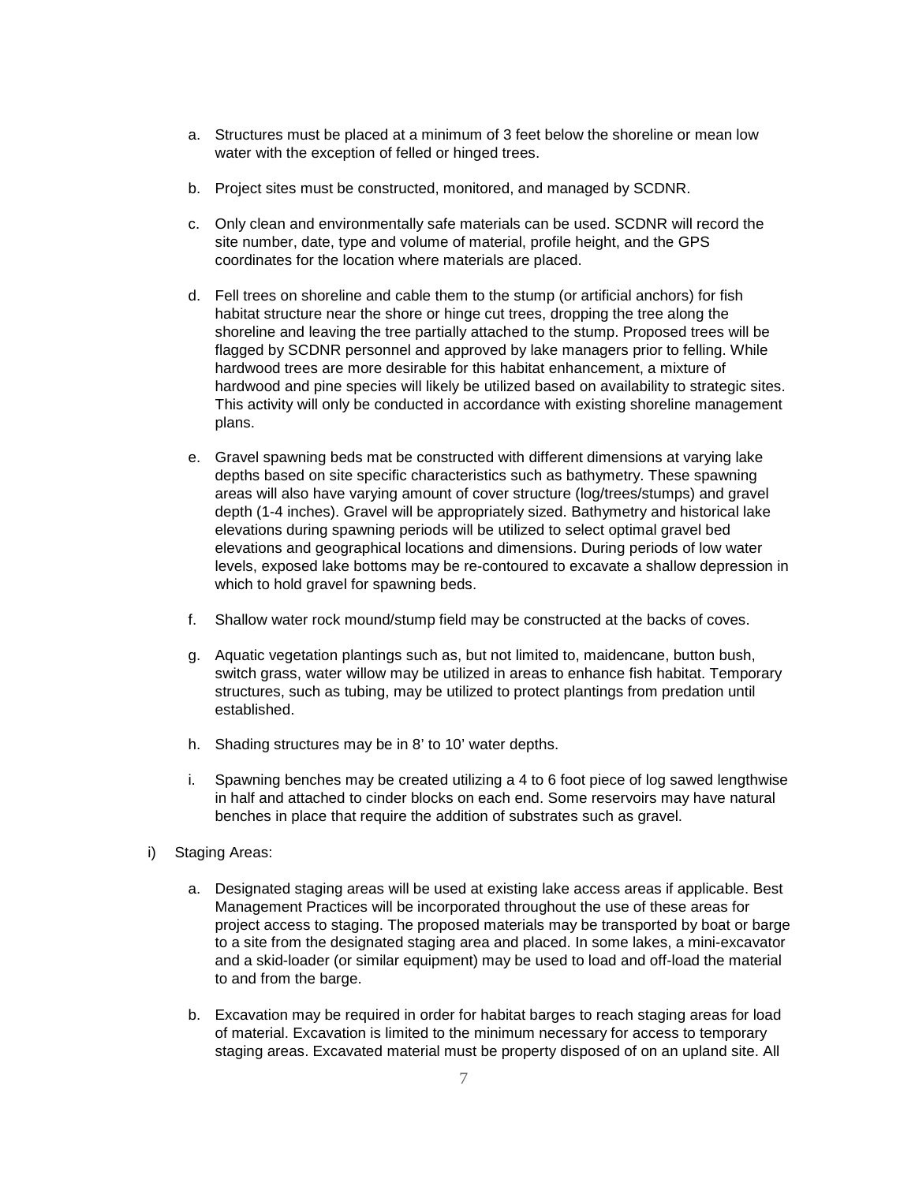a. Structures must be placed at a minimum of 3 feet below the shoreline or mean low water with the exception of felled or hinged trees.

b. Project sites must be constructed, monitored, and managed by SCDNR.

c. Only clean and environmentally safe materials can be used. SCDNR will record the site number, date, type and volume of material, profile height, and the GPS coordinates for the location where materials are placed.

d. Fell trees on shoreline and cable them to the stump (or artificial anchors) for fish habitat structure near the shore or hinge cut trees, dropping the tree along the shoreline and leaving the tree partially attached to the stump. Proposed trees will be flagged by SCDNR personnel and approved by lake managers prior to felling. While hardwood trees are more desirable for this habitat enhancement, a mixture of hardwood and pine species will likely be utilized based on availability to strategic sites. This activity will only be conducted in accordance with existing shoreline management plans.

e. Gravel spawning beds mat be constructed with different dimensions at varying lake depths based on site specific characteristics such as bathymetry. These spawning areas will also have varying amount of cover structure (log/trees/stumps) and gravel depth (1-4 inches). Gravel will be appropriately sized. Bathymetry and historical lake elevations during spawning periods will be utilized to select optimal gravel bed elevations and geographical locations and dimensions. During periods of low water levels, exposed lake bottoms may be re-contoured to excavate a shallow depression in which to hold gravel for spawning beds.

f. Shallow water rock mound/stump field may be constructed at the backs of coves.

g. Aquatic vegetation plantings such as, but not limited to, maidencane, button bush, switch grass, water willow may be utilized in areas to enhance fish habitat. Temporary structures, such as tubing, may be utilized to protect plantings from predation until established.

h. Shading structures may be in 8' to 10' water depths.

i. Spawning benches may be created utilizing a 4 to 6 foot piece of log sawed lengthwise in half and attached to cinder blocks on each end. Some reservoirs may have natural benches in place that require the addition of substrates such as gravel.

i) Staging Areas:

a. Designated staging areas will be used at existing lake access areas if applicable. Best Management Practices will be incorporated throughout the use of these areas for project access to staging. The proposed materials may be transported by boat or barge to a site from the designated staging area and placed. In some lakes, a mini-excavator and a skid-loader (or similar equipment) may be used to load and off-load the material to and from the barge.

b. Excavation may be required in order for habitat barges to reach staging areas for load of material. Excavation is limited to the minimum necessary for access to temporary staging areas. Excavated material must be property disposed of on an upland site. All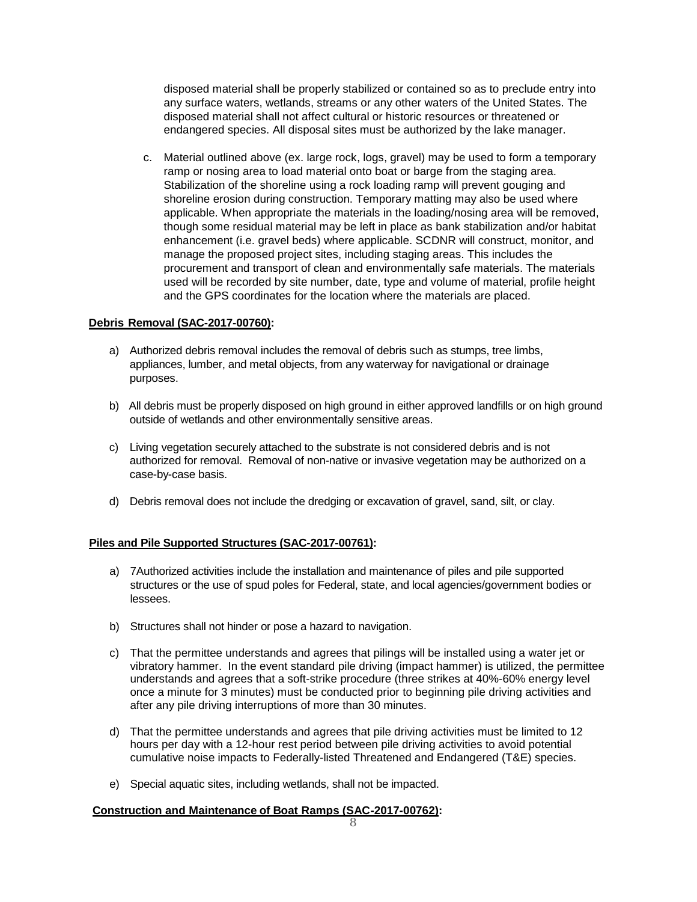disposed material shall be properly stabilized or contained so as to preclude entry into any surface waters, wetlands, streams or any other waters of the United States. The disposed material shall not affect cultural or historic resources or threatened or endangered species. All disposal sites must be authorized by the lake manager.

c. Material outlined above (ex. large rock, logs, gravel) may be used to form a temporary ramp or nosing area to load material onto boat or barge from the staging area. Stabilization of the shoreline using a rock loading ramp will prevent gouging and shoreline erosion during construction. Temporary matting may also be used where applicable. When appropriate the materials in the loading/nosing area will be removed, though some residual material may be left in place as bank stabilization and/or habitat enhancement (i.e. gravel beds) where applicable. SCDNR will construct, monitor, and manage the proposed project sites, including staging areas. This includes the procurement and transport of clean and environmentally safe materials. The materials used will be recorded by site number, date, type and volume of material, profile height and the GPS coordinates for the location where the materials are placed.

**Debris Removal (SAC-2017-00760):**

a) Authorized debris removal includes the removal of debris such as stumps, tree limbs, appliances, lumber, and metal objects, from any waterway for navigational or drainage purposes.

b) All debris must be properly disposed on high ground in either approved landfills or on high ground outside of wetlands and other environmentally sensitive areas.

c) Living vegetation securely attached to the substrate is not considered debris and is not authorized for removal. Removal of non-native or invasive vegetation may be authorized on a case-by-case basis.

d) Debris removal does not include the dredging or excavation of gravel, sand, silt, or clay.

**Piles and Pile Supported Structures (SAC-2017-00761):**

a) 7Authorized activities include the installation and maintenance of piles and pile supported structures or the use of spud poles for Federal, state, and local agencies/government bodies or lessees.

b) Structures shall not hinder or pose a hazard to navigation.

c) That the permittee understands and agrees that pilings will be installed using a water jet or vibratory hammer. In the event standard pile driving (impact hammer) is utilized, the permittee understands and agrees that a soft-strike procedure (three strikes at 40%-60% energy level once a minute for 3 minutes) must be conducted prior to beginning pile driving activities and after any pile driving interruptions of more than 30 minutes.

d) That the permittee understands and agrees that pile driving activities must be limited to 12 hours per day with a 12-hour rest period between pile driving activities to avoid potential cumulative noise impacts to Federally-listed Threatened and Endangered (T&E) species.

e) Special aquatic sites, including wetlands, shall not be impacted.

**Construction and Maintenance of Boat Ramps (SAC-2017-00762):**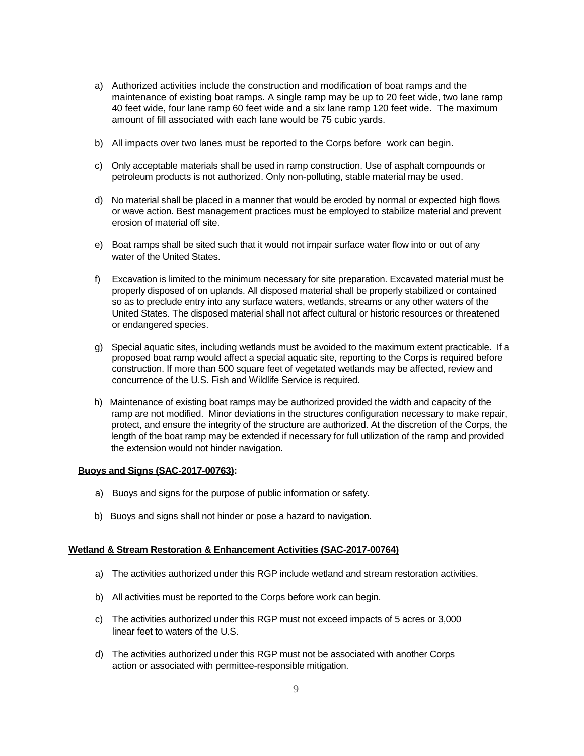a) Authorized activities include the construction and modification of boat ramps and the maintenance of existing boat ramps. A single ramp may be up to 20 feet wide, two lane ramp 40 feet wide, four lane ramp 60 feet wide and a six lane ramp 120 feet wide. The maximum amount of fill associated with each lane would be 75 cubic yards.

b) All impacts over two lanes must be reported to the Corps before work can begin.

c) Only acceptable materials shall be used in ramp construction. Use of asphalt compounds or petroleum products is not authorized. Only non-polluting, stable material may be used.

d) No material shall be placed in a manner that would be eroded by normal or expected high flows or wave action. Best management practices must be employed to stabilize material and prevent erosion of material off site.

e) Boat ramps shall be sited such that it would not impair surface water flow into or out of any water of the United States.

f) Excavation is limited to the minimum necessary for site preparation. Excavated material must be properly disposed of on uplands. All disposed material shall be properly stabilized or contained so as to preclude entry into any surface waters, wetlands, streams or any other waters of the United States. The disposed material shall not affect cultural or historic resources or threatened or endangered species.

g) Special aquatic sites, including wetlands must be avoided to the maximum extent practicable. If a proposed boat ramp would affect a special aquatic site, reporting to the Corps is required before construction. If more than 500 square feet of vegetated wetlands may be affected, review and concurrence of the U.S. Fish and Wildlife Service is required.

h) Maintenance of existing boat ramps may be authorized provided the width and capacity of the ramp are not modified. Minor deviations in the structures configuration necessary to make repair, protect, and ensure the integrity of the structure are authorized. At the discretion of the Corps, the length of the boat ramp may be extended if necessary for full utilization of the ramp and provided the extension would not hinder navigation.

**Buoys and Signs (SAC-2017-00763):**

a) Buoys and signs for the purpose of public information or safety.

b) Buoys and signs shall not hinder or pose a hazard to navigation.

**Wetland & Stream Restoration & Enhancement Activities (SAC-2017-00764)**

a) The activities authorized under this RGP include wetland and stream restoration activities.

b) All activities must be reported to the Corps before work can begin.

c) The activities authorized under this RGP must not exceed impacts of 5 acres or 3,000 linear feet to waters of the U.S.

d) The activities authorized under this RGP must not be associated with another Corps action or associated with permittee-responsible mitigation.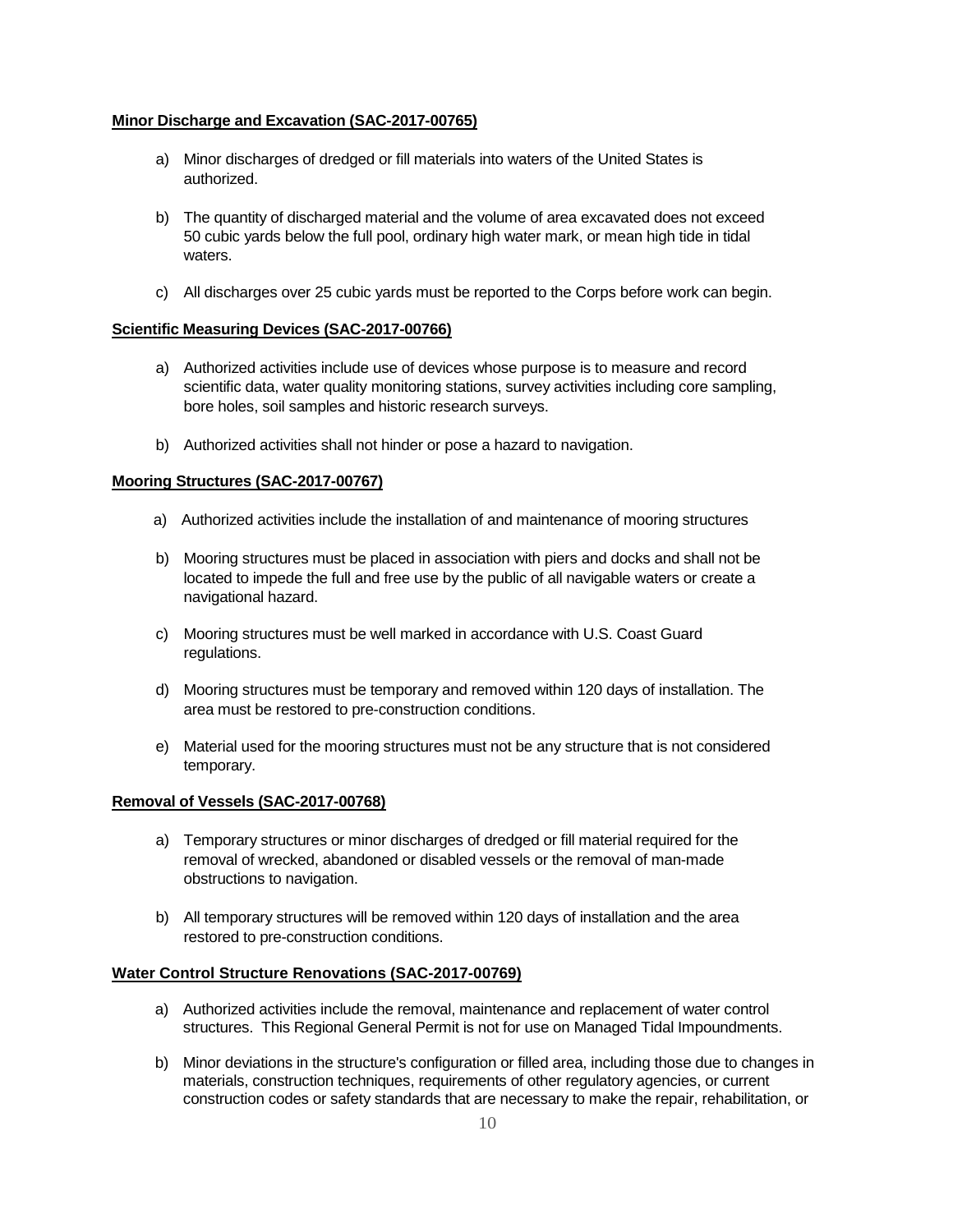**Minor Discharge and Excavation (SAC-2017-00765)**

a) Minor discharges of dredged or fill materials into waters of the United States is authorized.

b) The quantity of discharged material and the volume of area excavated does not exceed 50 cubic yards below the full pool, ordinary high water mark, or mean high tide in tidal waters.

c) All discharges over 25 cubic yards must be reported to the Corps before work can begin.

**Scientific Measuring Devices (SAC-2017-00766)**

a) Authorized activities include use of devices whose purpose is to measure and record scientific data, water quality monitoring stations, survey activities including core sampling, bore holes, soil samples and historic research surveys.

b) Authorized activities shall not hinder or pose a hazard to navigation.

**Mooring Structures (SAC-2017-00767)**

a) Authorized activities include the installation of and maintenance of mooring structures

b) Mooring structures must be placed in association with piers and docks and shall not be located to impede the full and free use by the public of all navigable waters or create a navigational hazard.

c) Mooring structures must be well marked in accordance with U.S. Coast Guard regulations.

d) Mooring structures must be temporary and removed within 120 days of installation. The area must be restored to pre-construction conditions.

e) Material used for the mooring structures must not be any structure that is not considered temporary.

**Removal of Vessels (SAC-2017-00768)**

a) Temporary structures or minor discharges of dredged or fill material required for the removal of wrecked, abandoned or disabled vessels or the removal of man-made obstructions to navigation.

b) All temporary structures will be removed within 120 days of installation and the area restored to pre-construction conditions.

**Water Control Structure Renovations (SAC-2017-00769)**

a) Authorized activities include the removal, maintenance and replacement of water control structures. This Regional General Permit is not for use on Managed Tidal Impoundments.

b) Minor deviations in the structure's configuration or filled area, including those due to changes in materials, construction techniques, requirements of other regulatory agencies, or current construction codes or safety standards that are necessary to make the repair, rehabilitation, or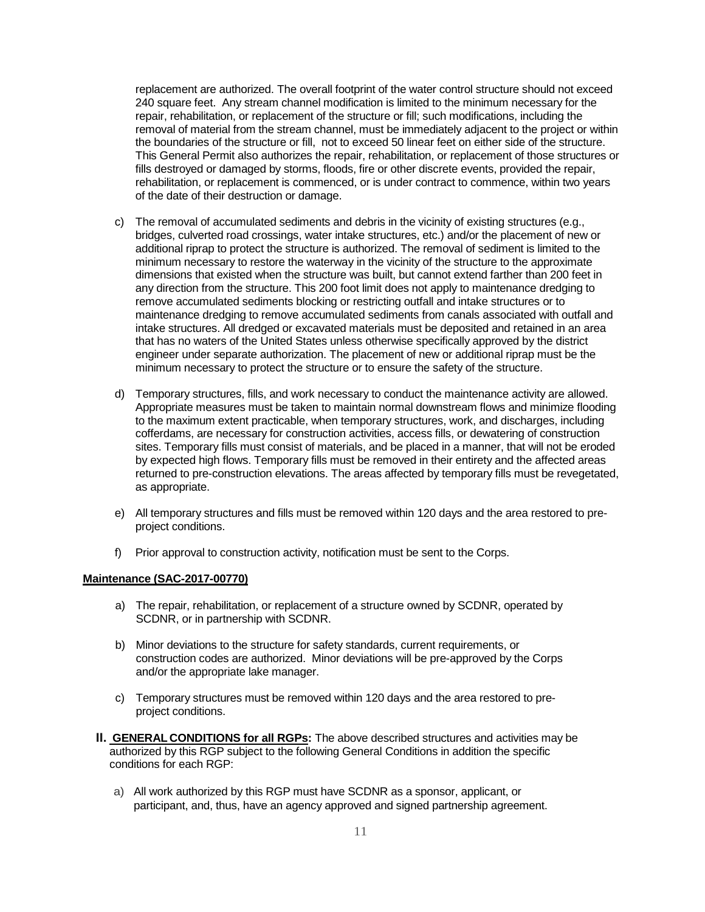replacement are authorized. The overall footprint of the water control structure should not exceed 240 square feet. Any stream channel modification is limited to the minimum necessary for the repair, rehabilitation, or replacement of the structure or fill; such modifications, including the removal of material from the stream channel, must be immediately adjacent to the project or within the boundaries of the structure or fill, not to exceed 50 linear feet on either side of the structure. This General Permit also authorizes the repair, rehabilitation, or replacement of those structures or fills destroyed or damaged by storms, floods, fire or other discrete events, provided the repair, rehabilitation, or replacement is commenced, or is under contract to commence, within two years of the date of their destruction or damage.

c) The removal of accumulated sediments and debris in the vicinity of existing structures (e.g., bridges, culverted road crossings, water intake structures, etc.) and/or the placement of new or additional riprap to protect the structure is authorized. The removal of sediment is limited to the minimum necessary to restore the waterway in the vicinity of the structure to the approximate dimensions that existed when the structure was built, but cannot extend farther than 200 feet in any direction from the structure. This 200 foot limit does not apply to maintenance dredging to remove accumulated sediments blocking or restricting outfall and intake structures or to maintenance dredging to remove accumulated sediments from canals associated with outfall and intake structures. All dredged or excavated materials must be deposited and retained in an area that has no waters of the United States unless otherwise specifically approved by the district engineer under separate authorization. The placement of new or additional riprap must be the minimum necessary to protect the structure or to ensure the safety of the structure.

d) Temporary structures, fills, and work necessary to conduct the maintenance activity are allowed. Appropriate measures must be taken to maintain normal downstream flows and minimize flooding to the maximum extent practicable, when temporary structures, work, and discharges, including cofferdams, are necessary for construction activities, access fills, or dewatering of construction sites. Temporary fills must consist of materials, and be placed in a manner, that will not be eroded by expected high flows. Temporary fills must be removed in their entirety and the affected areas returned to pre-construction elevations. The areas affected by temporary fills must be revegetated, as appropriate.

e) All temporary structures and fills must be removed within 120 days and the area restored to pre-project conditions.

f) Prior approval to construction activity, notification must be sent to the Corps.

**Maintenance (SAC-2017-00770)**

a) The repair, rehabilitation, or replacement of a structure owned by SCDNR, operated by SCDNR, or in partnership with SCDNR.

b) Minor deviations to the structure for safety standards, current requirements, or construction codes are authorized. Minor deviations will be pre-approved by the Corps and/or the appropriate lake manager.

c) Temporary structures must be removed within 120 days and the area restored to pre-project conditions.

**II. GENERAL CONDITIONS for all RGPs:** The above described structures and activities may be authorized by this RGP subject to the following General Conditions in addition the specific conditions for each RGP:

a) All work authorized by this RGP must have SCDNR as a sponsor, applicant, or participant, and, thus, have an agency approved and signed partnership agreement.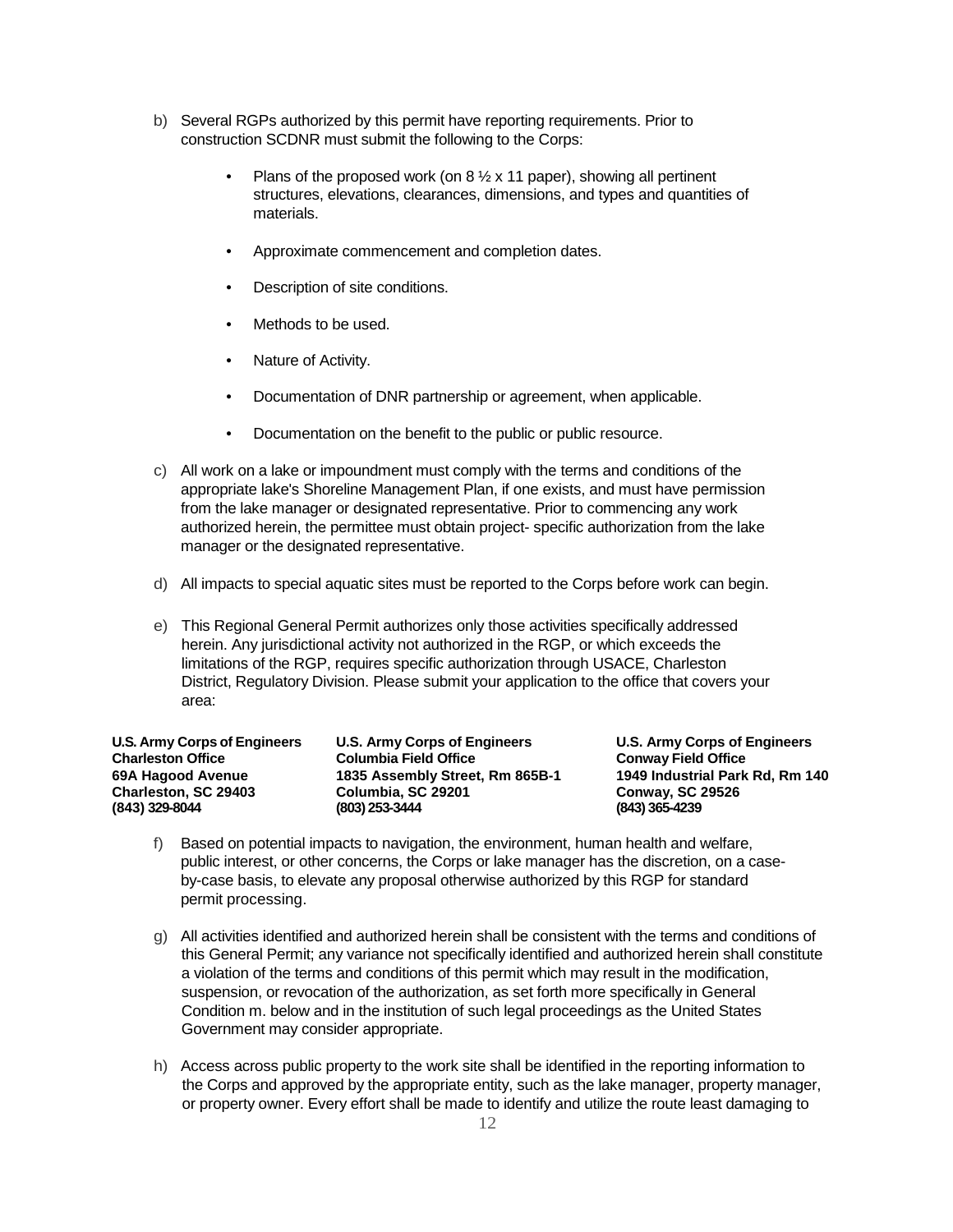b) Several RGPs authorized by this permit have reporting requirements. Prior to construction SCDNR must submit the following to the Corps:

- Plans of the proposed work (on 8 ½ x 11 paper), showing all pertinent structures, elevations, clearances, dimensions, and types and quantities of materials.
- Approximate commencement and completion dates.
- Description of site conditions.
- Methods to be used.
- Nature of Activity.
- Documentation of DNR partnership or agreement, when applicable.
- Documentation on the benefit to the public or public resource.

c) All work on a lake or impoundment must comply with the terms and conditions of the appropriate lake's Shoreline Management Plan, if one exists, and must have permission from the lake manager or designated representative. Prior to commencing any work authorized herein, the permittee must obtain project- specific authorization from the lake manager or the designated representative.

d) All impacts to special aquatic sites must be reported to the Corps before work can begin.

e) This Regional General Permit authorizes only those activities specifically addressed herein. Any jurisdictional activity not authorized in the RGP, or which exceeds the limitations of the RGP, requires specific authorization through USACE, Charleston District, Regulatory Division. Please submit your application to the office that covers your area:

**U.S. Army Corps of Engineers**
**Charleston Office**
**69A Hagood Avenue**
**Charleston, SC 29403**
**(843) 329-8044**

**U.S. Army Corps of Engineers**
**Columbia Field Office**
**1835 Assembly Street, Rm 865B-1**
**Columbia, SC 29201**
**(803) 253-3444**

**U.S. Army Corps of Engineers**
**Conway Field Office**
**1949 Industrial Park Rd, Rm 140**
**Conway, SC 29526**
**(843) 365-4239**

f) Based on potential impacts to navigation, the environment, human health and welfare, public interest, or other concerns, the Corps or lake manager has the discretion, on a case-by-case basis, to elevate any proposal otherwise authorized by this RGP for standard permit processing.

g) All activities identified and authorized herein shall be consistent with the terms and conditions of this General Permit; any variance not specifically identified and authorized herein shall constitute a violation of the terms and conditions of this permit which may result in the modification, suspension, or revocation of the authorization, as set forth more specifically in General Condition m. below and in the institution of such legal proceedings as the United States Government may consider appropriate.

h) Access across public property to the work site shall be identified in the reporting information to the Corps and approved by the appropriate entity, such as the lake manager, property manager, or property owner. Every effort shall be made to identify and utilize the route least damaging to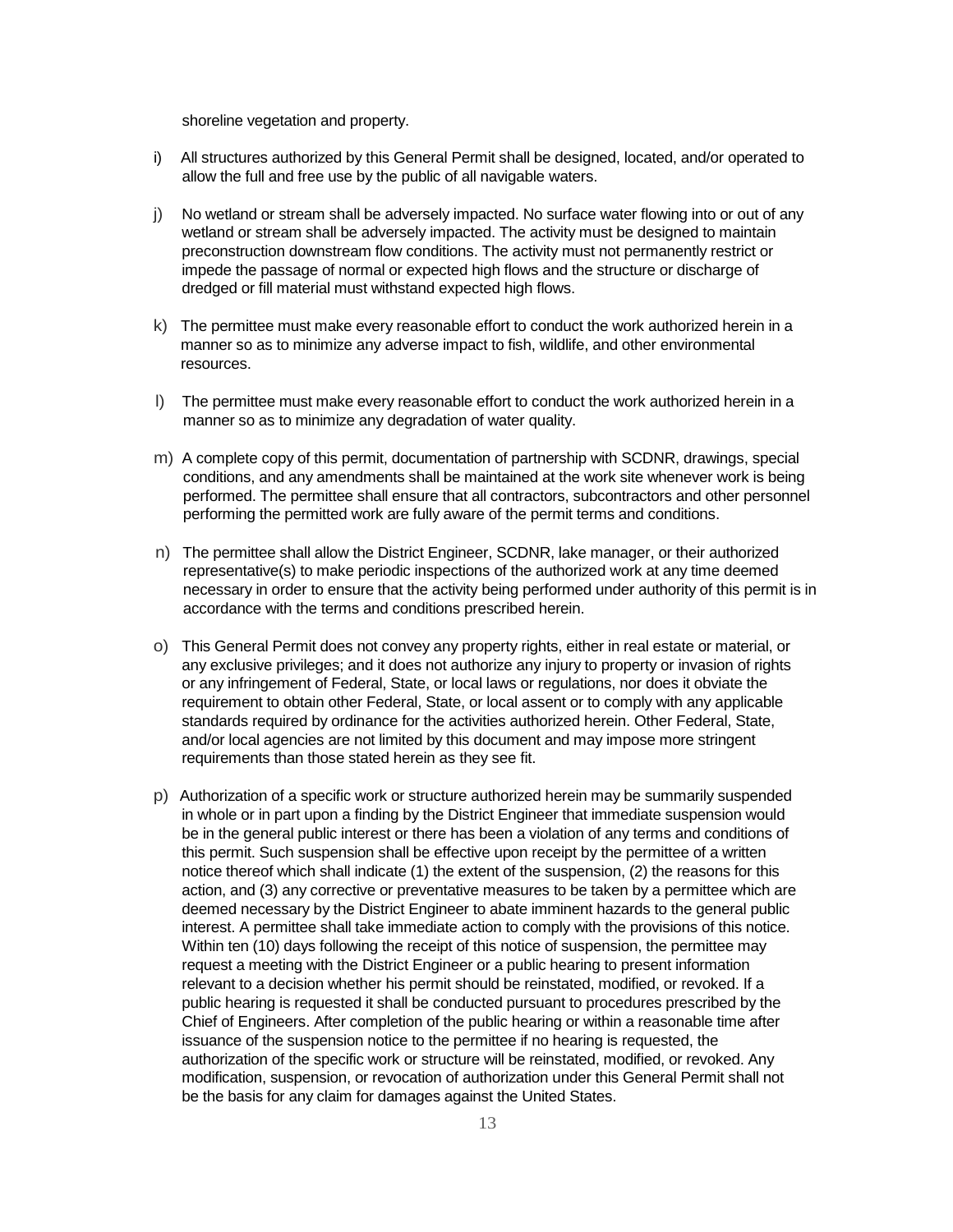shoreline vegetation and property.

i) All structures authorized by this General Permit shall be designed, located, and/or operated to allow the full and free use by the public of all navigable waters.

j) No wetland or stream shall be adversely impacted. No surface water flowing into or out of any wetland or stream shall be adversely impacted. The activity must be designed to maintain preconstruction downstream flow conditions. The activity must not permanently restrict or impede the passage of normal or expected high flows and the structure or discharge of dredged or fill material must withstand expected high flows.

k) The permittee must make every reasonable effort to conduct the work authorized herein in a manner so as to minimize any adverse impact to fish, wildlife, and other environmental resources.

l) The permittee must make every reasonable effort to conduct the work authorized herein in a manner so as to minimize any degradation of water quality.

m) A complete copy of this permit, documentation of partnership with SCDNR, drawings, special conditions, and any amendments shall be maintained at the work site whenever work is being performed. The permittee shall ensure that all contractors, subcontractors and other personnel performing the permitted work are fully aware of the permit terms and conditions.

n) The permittee shall allow the District Engineer, SCDNR, lake manager, or their authorized representative(s) to make periodic inspections of the authorized work at any time deemed necessary in order to ensure that the activity being performed under authority of this permit is in accordance with the terms and conditions prescribed herein.

o) This General Permit does not convey any property rights, either in real estate or material, or any exclusive privileges; and it does not authorize any injury to property or invasion of rights or any infringement of Federal, State, or local laws or regulations, nor does it obviate the requirement to obtain other Federal, State, or local assent or to comply with any applicable standards required by ordinance for the activities authorized herein. Other Federal, State, and/or local agencies are not limited by this document and may impose more stringent requirements than those stated herein as they see fit.

p) Authorization of a specific work or structure authorized herein may be summarily suspended in whole or in part upon a finding by the District Engineer that immediate suspension would be in the general public interest or there has been a violation of any terms and conditions of this permit. Such suspension shall be effective upon receipt by the permittee of a written notice thereof which shall indicate (1) the extent of the suspension, (2) the reasons for this action, and (3) any corrective or preventative measures to be taken by a permittee which are deemed necessary by the District Engineer to abate imminent hazards to the general public interest. A permittee shall take immediate action to comply with the provisions of this notice. Within ten (10) days following the receipt of this notice of suspension, the permittee may request a meeting with the District Engineer or a public hearing to present information relevant to a decision whether his permit should be reinstated, modified, or revoked. If a public hearing is requested it shall be conducted pursuant to procedures prescribed by the Chief of Engineers. After completion of the public hearing or within a reasonable time after issuance of the suspension notice to the permittee if no hearing is requested, the authorization of the specific work or structure will be reinstated, modified, or revoked. Any modification, suspension, or revocation of authorization under this General Permit shall not be the basis for any claim for damages against the United States.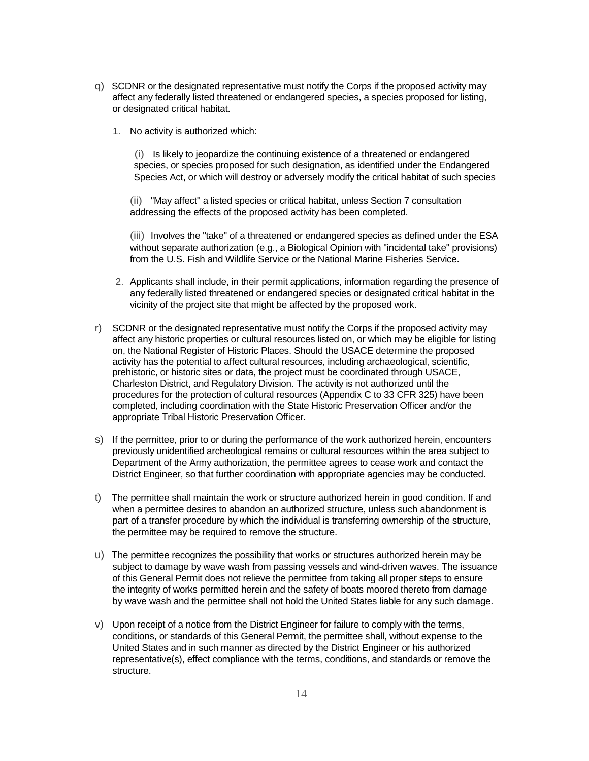q) SCDNR or the designated representative must notify the Corps if the proposed activity may affect any federally listed threatened or endangered species, a species proposed for listing, or designated critical habitat.

  1. No activity is authorized which:

     (i) Is likely to jeopardize the continuing existence of a threatened or endangered species, or species proposed for such designation, as identified under the Endangered Species Act, or which will destroy or adversely modify the critical habitat of such species

     (ii) "May affect" a listed species or critical habitat, unless Section 7 consultation addressing the effects of the proposed activity has been completed.

     (iii) Involves the "take" of a threatened or endangered species as defined under the ESA without separate authorization (e.g., a Biological Opinion with "incidental take" provisions) from the U.S. Fish and Wildlife Service or the National Marine Fisheries Service.

  2. Applicants shall include, in their permit applications, information regarding the presence of any federally listed threatened or endangered species or designated critical habitat in the vicinity of the project site that might be affected by the proposed work.

r) SCDNR or the designated representative must notify the Corps if the proposed activity may affect any historic properties or cultural resources listed on, or which may be eligible for listing on, the National Register of Historic Places. Should the USACE determine the proposed activity has the potential to affect cultural resources, including archaeological, scientific, prehistoric, or historic sites or data, the project must be coordinated through USACE, Charleston District, and Regulatory Division. The activity is not authorized until the procedures for the protection of cultural resources (Appendix C to 33 CFR 325) have been completed, including coordination with the State Historic Preservation Officer and/or the appropriate Tribal Historic Preservation Officer.

s) If the permittee, prior to or during the performance of the work authorized herein, encounters previously unidentified archeological remains or cultural resources within the area subject to Department of the Army authorization, the permittee agrees to cease work and contact the District Engineer, so that further coordination with appropriate agencies may be conducted.

t) The permittee shall maintain the work or structure authorized herein in good condition. If and when a permittee desires to abandon an authorized structure, unless such abandonment is part of a transfer procedure by which the individual is transferring ownership of the structure, the permittee may be required to remove the structure.

u) The permittee recognizes the possibility that works or structures authorized herein may be subject to damage by wave wash from passing vessels and wind-driven waves. The issuance of this General Permit does not relieve the permittee from taking all proper steps to ensure the integrity of works permitted herein and the safety of boats moored thereto from damage by wave wash and the permittee shall not hold the United States liable for any such damage.

v) Upon receipt of a notice from the District Engineer for failure to comply with the terms, conditions, or standards of this General Permit, the permittee shall, without expense to the United States and in such manner as directed by the District Engineer or his authorized representative(s), effect compliance with the terms, conditions, and standards or remove the structure.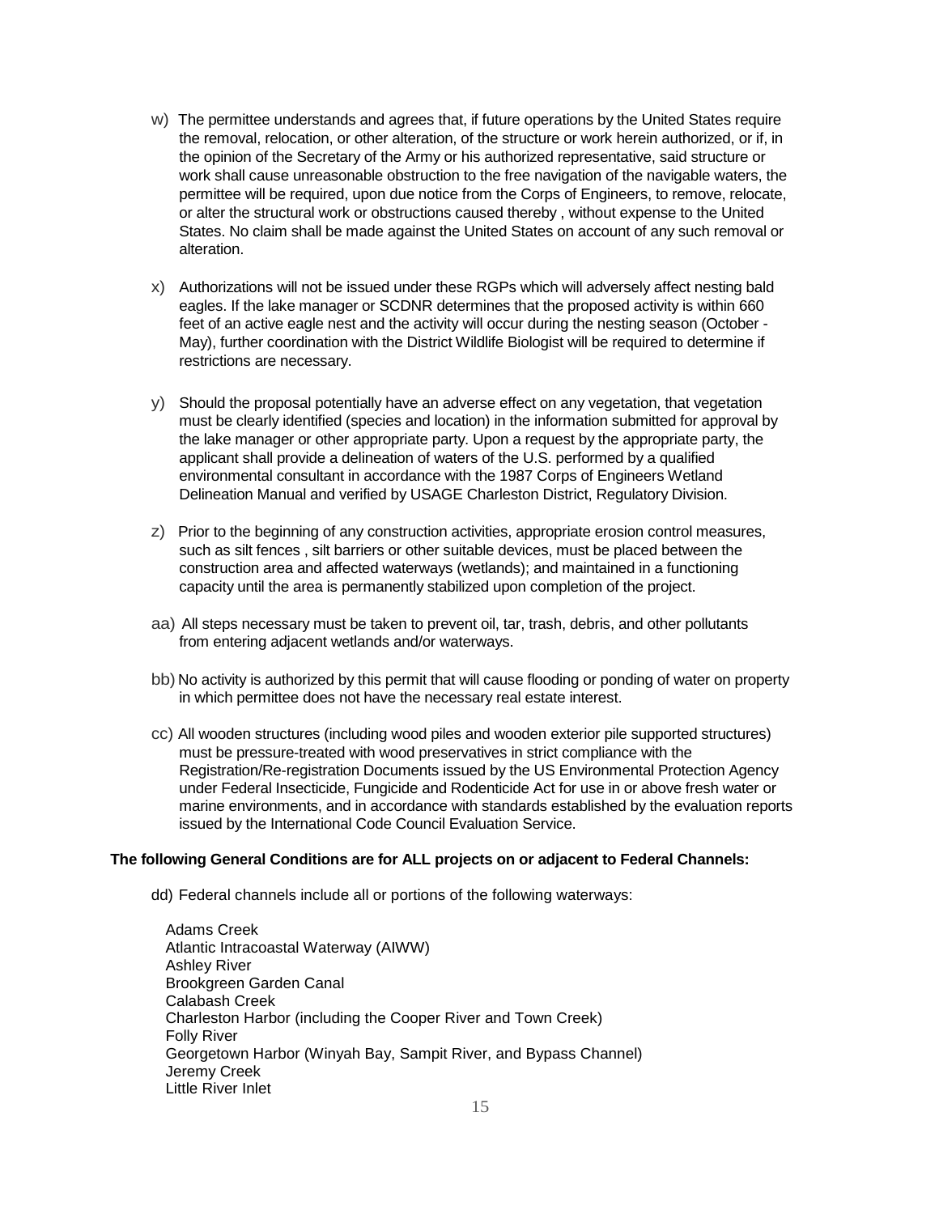w) The permittee understands and agrees that, if future operations by the United States require the removal, relocation, or other alteration, of the structure or work herein authorized, or if, in the opinion of the Secretary of the Army or his authorized representative, said structure or work shall cause unreasonable obstruction to the free navigation of the navigable waters, the permittee will be required, upon due notice from the Corps of Engineers, to remove, relocate, or alter the structural work or obstructions caused thereby , without expense to the United States. No claim shall be made against the United States on account of any such removal or alteration.

x) Authorizations will not be issued under these RGPs which will adversely affect nesting bald eagles. If the lake manager or SCDNR determines that the proposed activity is within 660 feet of an active eagle nest and the activity will occur during the nesting season (October - May), further coordination with the District Wildlife Biologist will be required to determine if restrictions are necessary.

y) Should the proposal potentially have an adverse effect on any vegetation, that vegetation must be clearly identified (species and location) in the information submitted for approval by the lake manager or other appropriate party. Upon a request by the appropriate party, the applicant shall provide a delineation of waters of the U.S. performed by a qualified environmental consultant in accordance with the 1987 Corps of Engineers Wetland Delineation Manual and verified by USAGE Charleston District, Regulatory Division.

z) Prior to the beginning of any construction activities, appropriate erosion control measures, such as silt fences , silt barriers or other suitable devices, must be placed between the construction area and affected waterways (wetlands); and maintained in a functioning capacity until the area is permanently stabilized upon completion of the project.

aa) All steps necessary must be taken to prevent oil, tar, trash, debris, and other pollutants from entering adjacent wetlands and/or waterways.

bb) No activity is authorized by this permit that will cause flooding or ponding of water on property in which permittee does not have the necessary real estate interest.

cc) All wooden structures (including wood piles and wooden exterior pile supported structures) must be pressure-treated with wood preservatives in strict compliance with the Registration/Re-registration Documents issued by the US Environmental Protection Agency under Federal Insecticide, Fungicide and Rodenticide Act for use in or above fresh water or marine environments, and in accordance with standards established by the evaluation reports issued by the International Code Council Evaluation Service.

**The following General Conditions are for ALL projects on or adjacent to Federal Channels:**

dd) Federal channels include all or portions of the following waterways:

Adams Creek
Atlantic Intracoastal Waterway (AIWW)
Ashley River
Brookgreen Garden Canal
Calabash Creek
Charleston Harbor (including the Cooper River and Town Creek)
Folly River
Georgetown Harbor (Winyah Bay, Sampit River, and Bypass Channel)
Jeremy Creek
Little River Inlet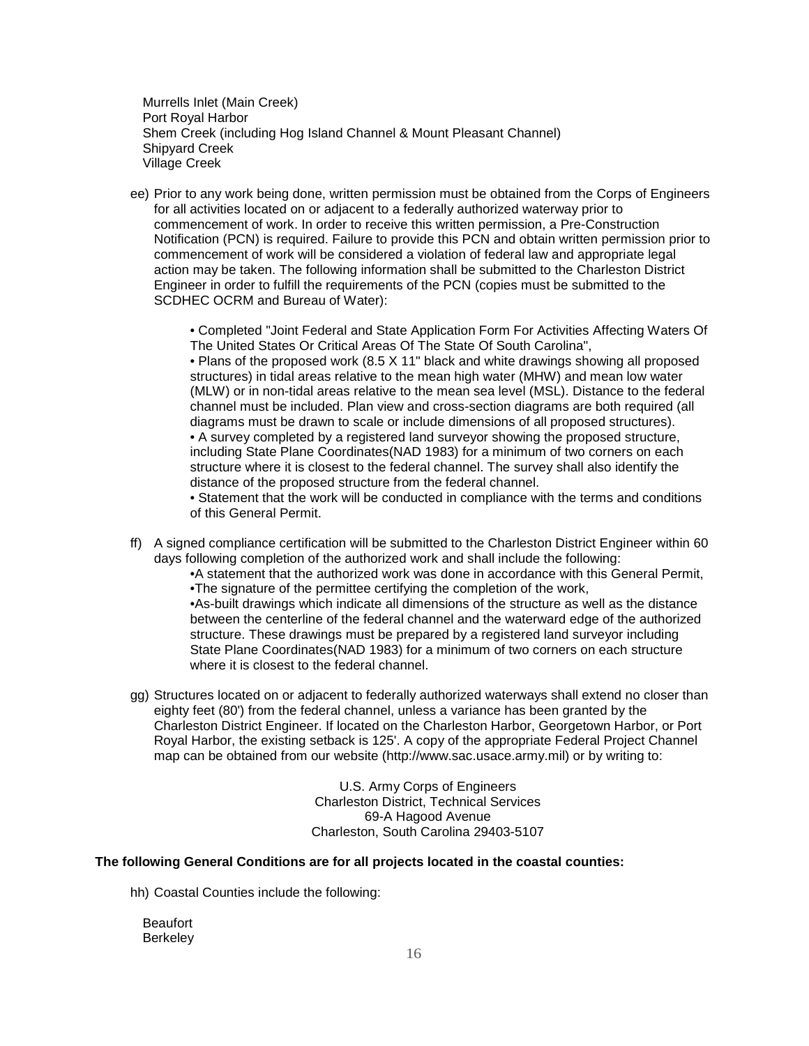Murrells Inlet (Main Creek)
Port Royal Harbor
Shem Creek (including Hog Island Channel & Mount Pleasant Channel)
Shipyard Creek
Village Creek

ee) Prior to any work being done, written permission must be obtained from the Corps of Engineers for all activities located on or adjacent to a federally authorized waterway prior to commencement of work. In order to receive this written permission, a Pre-Construction Notification (PCN) is required. Failure to provide this PCN and obtain written permission prior to commencement of work will be considered a violation of federal law and appropriate legal action may be taken. The following information shall be submitted to the Charleston District Engineer in order to fulfill the requirements of the PCN (copies must be submitted to the SCDHEC OCRM and Bureau of Water):

- Completed "Joint Federal and State Application Form For Activities Affecting Waters Of The United States Or Critical Areas Of The State Of South Carolina",
- Plans of the proposed work (8.5 X 11" black and white drawings showing all proposed structures) in tidal areas relative to the mean high water (MHW) and mean low water (MLW) or in non-tidal areas relative to the mean sea level (MSL). Distance to the federal channel must be included. Plan view and cross-section diagrams are both required (all diagrams must be drawn to scale or include dimensions of all proposed structures).
- A survey completed by a registered land surveyor showing the proposed structure, including State Plane Coordinates(NAD 1983) for a minimum of two corners on each structure where it is closest to the federal channel. The survey shall also identify the distance of the proposed structure from the federal channel.
- Statement that the work will be conducted in compliance with the terms and conditions of this General Permit.

ff) A signed compliance certification will be submitted to the Charleston District Engineer within 60 days following completion of the authorized work and shall include the following:

- A statement that the authorized work was done in accordance with this General Permit,
- The signature of the permittee certifying the completion of the work,
- As-built drawings which indicate all dimensions of the structure as well as the distance between the centerline of the federal channel and the waterward edge of the authorized structure. These drawings must be prepared by a registered land surveyor including State Plane Coordinates(NAD 1983) for a minimum of two corners on each structure where it is closest to the federal channel.

gg) Structures located on or adjacent to federally authorized waterways shall extend no closer than eighty feet (80') from the federal channel, unless a variance has been granted by the Charleston District Engineer. If located on the Charleston Harbor, Georgetown Harbor, or Port Royal Harbor, the existing setback is 125'. A copy of the appropriate Federal Project Channel map can be obtained from our website (http://www.sac.usace.army.mil) or by writing to:

U.S. Army Corps of Engineers
Charleston District, Technical Services
69-A Hagood Avenue
Charleston, South Carolina 29403-5107

**The following General Conditions are for all projects located in the coastal counties:**

hh) Coastal Counties include the following:

Beaufort
Berkeley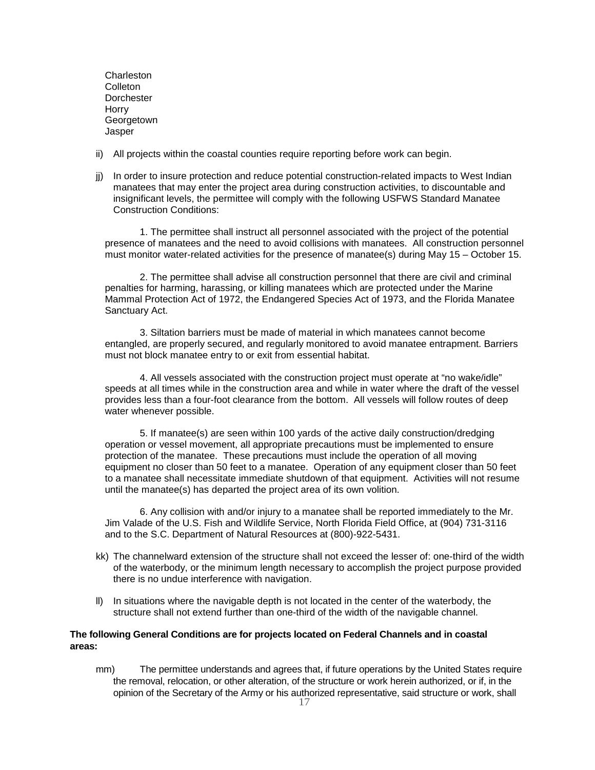Charleston
Colleton
Dorchester
Horry
Georgetown
Jasper

ii) All projects within the coastal counties require reporting before work can begin.

jj) In order to insure protection and reduce potential construction-related impacts to West Indian manatees that may enter the project area during construction activities, to discountable and insignificant levels, the permittee will comply with the following USFWS Standard Manatee Construction Conditions:

1. The permittee shall instruct all personnel associated with the project of the potential presence of manatees and the need to avoid collisions with manatees. All construction personnel must monitor water-related activities for the presence of manatee(s) during May 15 – October 15.

2. The permittee shall advise all construction personnel that there are civil and criminal penalties for harming, harassing, or killing manatees which are protected under the Marine Mammal Protection Act of 1972, the Endangered Species Act of 1973, and the Florida Manatee Sanctuary Act.

3. Siltation barriers must be made of material in which manatees cannot become entangled, are properly secured, and regularly monitored to avoid manatee entrapment. Barriers must not block manatee entry to or exit from essential habitat.

4. All vessels associated with the construction project must operate at "no wake/idle" speeds at all times while in the construction area and while in water where the draft of the vessel provides less than a four-foot clearance from the bottom. All vessels will follow routes of deep water whenever possible.

5. If manatee(s) are seen within 100 yards of the active daily construction/dredging operation or vessel movement, all appropriate precautions must be implemented to ensure protection of the manatee. These precautions must include the operation of all moving equipment no closer than 50 feet to a manatee. Operation of any equipment closer than 50 feet to a manatee shall necessitate immediate shutdown of that equipment. Activities will not resume until the manatee(s) has departed the project area of its own volition.

6. Any collision with and/or injury to a manatee shall be reported immediately to the Mr. Jim Valade of the U.S. Fish and Wildlife Service, North Florida Field Office, at (904) 731-3116 and to the S.C. Department of Natural Resources at (800)-922-5431.

kk) The channelward extension of the structure shall not exceed the lesser of: one-third of the width of the waterbody, or the minimum length necessary to accomplish the project purpose provided there is no undue interference with navigation.

ll) In situations where the navigable depth is not located in the center of the waterbody, the structure shall not extend further than one-third of the width of the navigable channel.

**The following General Conditions are for projects located on Federal Channels and in coastal areas:**

mm) The permittee understands and agrees that, if future operations by the United States require the removal, relocation, or other alteration, of the structure or work herein authorized, or if, in the opinion of the Secretary of the Army or his authorized representative, said structure or work, shall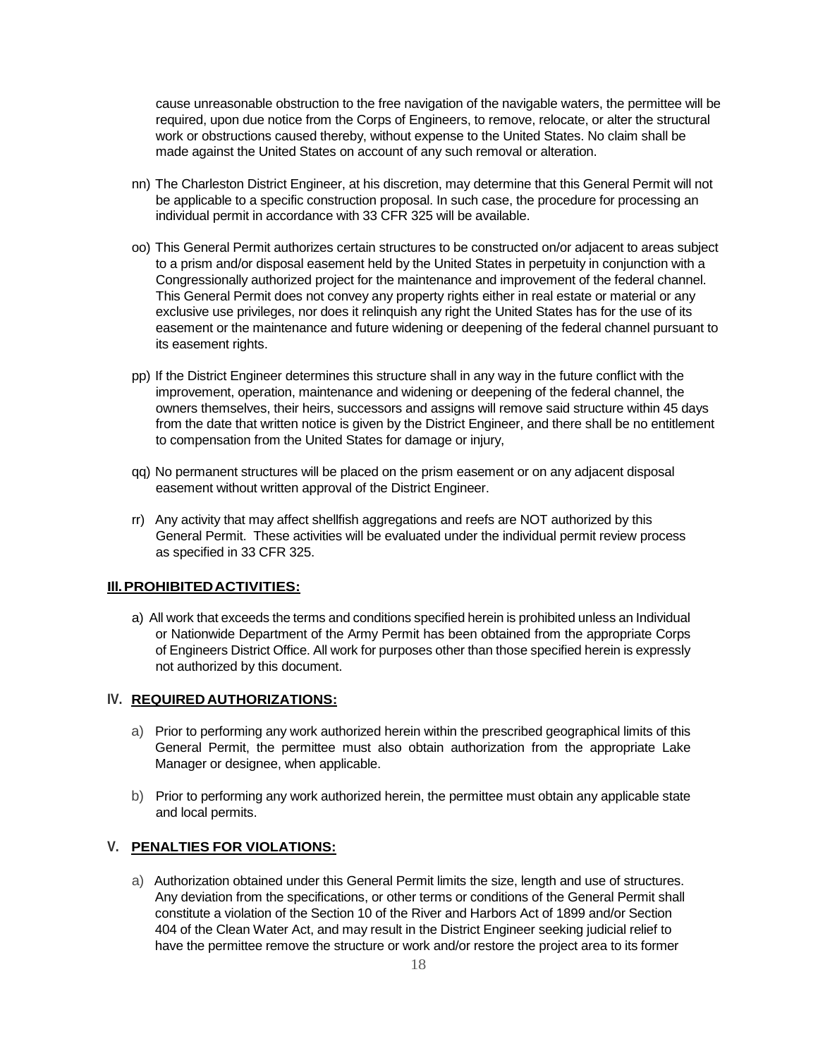cause unreasonable obstruction to the free navigation of the navigable waters, the permittee will be required, upon due notice from the Corps of Engineers, to remove, relocate, or alter the structural work or obstructions caused thereby, without expense to the United States. No claim shall be made against the United States on account of any such removal or alteration.

nn) The Charleston District Engineer, at his discretion, may determine that this General Permit will not be applicable to a specific construction proposal. In such case, the procedure for processing an individual permit in accordance with 33 CFR 325 will be available.

oo) This General Permit authorizes certain structures to be constructed on/or adjacent to areas subject to a prism and/or disposal easement held by the United States in perpetuity in conjunction with a Congressionally authorized project for the maintenance and improvement of the federal channel. This General Permit does not convey any property rights either in real estate or material or any exclusive use privileges, nor does it relinquish any right the United States has for the use of its easement or the maintenance and future widening or deepening of the federal channel pursuant to its easement rights.

pp) If the District Engineer determines this structure shall in any way in the future conflict with the improvement, operation, maintenance and widening or deepening of the federal channel, the owners themselves, their heirs, successors and assigns will remove said structure within 45 days from the date that written notice is given by the District Engineer, and there shall be no entitlement to compensation from the United States for damage or injury,

qq) No permanent structures will be placed on the prism easement or on any adjacent disposal easement without written approval of the District Engineer.

rr) Any activity that may affect shellfish aggregations and reefs are NOT authorized by this General Permit. These activities will be evaluated under the individual permit review process as specified in 33 CFR 325.

## III. PROHIBITED ACTIVITIES:

a) All work that exceeds the terms and conditions specified herein is prohibited unless an Individual or Nationwide Department of the Army Permit has been obtained from the appropriate Corps of Engineers District Office. All work for purposes other than those specified herein is expressly not authorized by this document.

## IV. REQUIRED AUTHORIZATIONS:

a) Prior to performing any work authorized herein within the prescribed geographical limits of this General Permit, the permittee must also obtain authorization from the appropriate Lake Manager or designee, when applicable.

b) Prior to performing any work authorized herein, the permittee must obtain any applicable state and local permits.

## V. PENALTIES FOR VIOLATIONS:

a) Authorization obtained under this General Permit limits the size, length and use of structures. Any deviation from the specifications, or other terms or conditions of the General Permit shall constitute a violation of the Section 10 of the River and Harbors Act of 1899 and/or Section 404 of the Clean Water Act, and may result in the District Engineer seeking judicial relief to have the permittee remove the structure or work and/or restore the project area to its former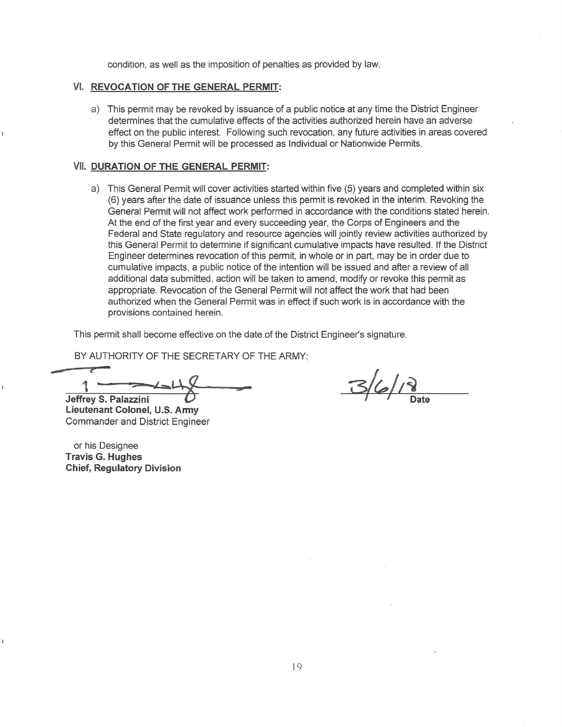condition, as well as the imposition of penalties as provided by law.

## VI. REVOCATION OF THE GENERAL PERMIT:

a) This permit may be revoked by issuance of a public notice at any time the District Engineer determines that the cumulative effects of the activities authorized herein have an adverse effect on the public interest. Following such revocation, any future activities in areas covered by this General Permit will be processed as Individual or Nationwide Permits.

## VII. DURATION OF THE GENERAL PERMIT:

a) This General Permit will cover activities started within five (5) years and completed within six (6) years after the date of issuance unless this permit is revoked in the interim. Revoking the General Permit will not affect work performed in accordance with the conditions stated herein. At the end of the first year and every succeeding year, the Corps of Engineers and the Federal and State regulatory and resource agencies will jointly review activities authorized by this General Permit to determine if significant cumulative impacts have resulted. If the District Engineer determines revocation of this permit, in whole or in part, may be in order due to cumulative impacts, a public notice of the intention will be issued and after a review of all additional data submitted, action will be taken to amend, modify or revoke this permit as appropriate. Revocation of the General Permit will not affect the work that had been authorized when the General Permit was in effect if such work is in accordance with the provisions contained herein.

This permit shall become effective on the date of the District Engineer's signature.

BY AUTHORITY OF THE SECRETARY OF THE ARMY:

**Jeffrey S. Palazzini**
**Lieutenant Colonel, U.S. Army**
Commander and District Engineer

3/6/18
Date

or his Designee
**Travis G. Hughes**
**Chief, Regulatory Division**